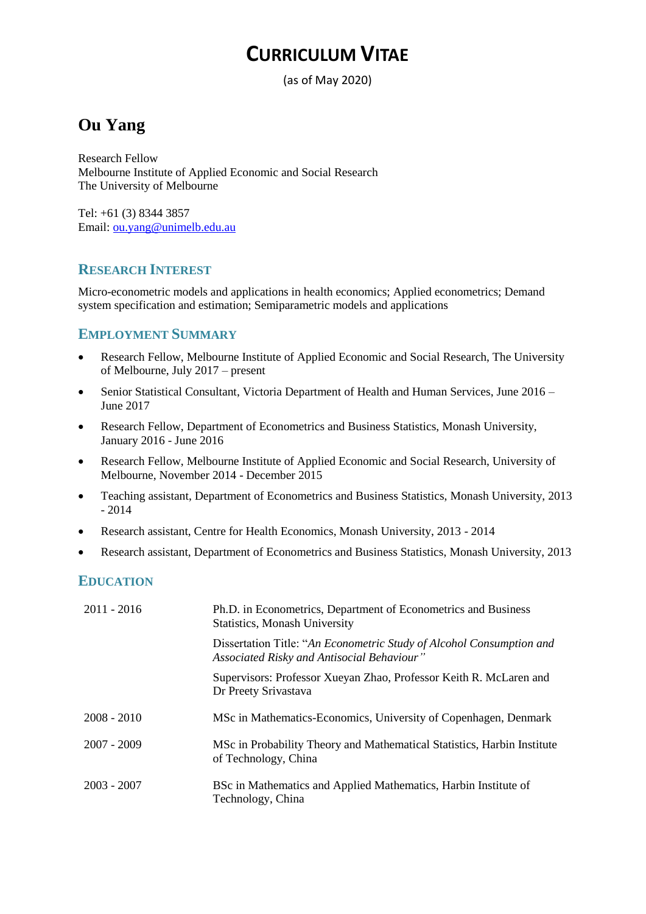# CURRICULUM VITAE

(as of May 2020)

## Ou Yang

Research Fellow
Melbourne Institute of Applied Economic and Social Research
The University of Melbourne

Tel: +61 (3) 8344 3857
Email: [ou.yang@unimelb.edu.au](mailto:ou.yang@unimelb.edu.au)

### RESEARCH INTEREST

Micro-econometric models and applications in health economics; Applied econometrics; Demand system specification and estimation; Semiparametric models and applications

### EMPLOYMENT SUMMARY

- Research Fellow, Melbourne Institute of Applied Economic and Social Research, The University of Melbourne, July 2017 – present
- Senior Statistical Consultant, Victoria Department of Health and Human Services, June 2016 – June 2017
- Research Fellow, Department of Econometrics and Business Statistics, Monash University, January 2016 - June 2016
- Research Fellow, Melbourne Institute of Applied Economic and Social Research, University of Melbourne, November 2014 - December 2015
- Teaching assistant, Department of Econometrics and Business Statistics, Monash University, 2013 - 2014
- Research assistant, Centre for Health Economics, Monash University, 2013 - 2014
- Research assistant, Department of Econometrics and Business Statistics, Monash University, 2013

### EDUCATION

| | |
|---|---|
| 2011 - 2016 | Ph.D. in Econometrics, Department of Econometrics and Business Statistics, Monash University |
| | Dissertation Title: "*An Econometric Study of Alcohol Consumption and Associated Risky and Antisocial Behaviour"* |
| | Supervisors: Professor Xueyan Zhao, Professor Keith R. McLaren and Dr Preety Srivastava |
| 2008 - 2010 | MSc in Mathematics-Economics, University of Copenhagen, Denmark |
| 2007 - 2009 | MSc in Probability Theory and Mathematical Statistics, Harbin Institute of Technology, China |
| 2003 - 2007 | BSc in Mathematics and Applied Mathematics, Harbin Institute of Technology, China |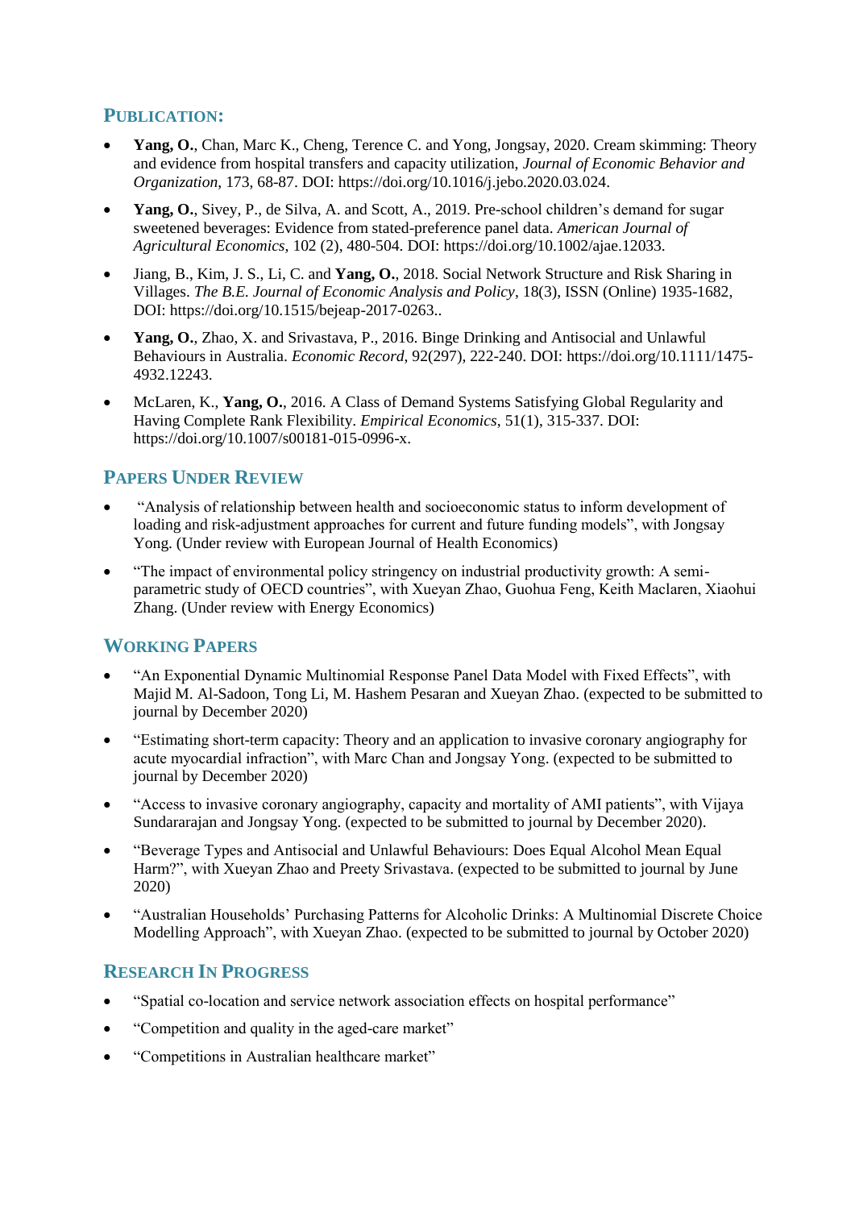## Publication:

- **Yang, O.**, Chan, Marc K., Cheng, Terence C. and Yong, Jongsay, 2020. Cream skimming: Theory and evidence from hospital transfers and capacity utilization, *Journal of Economic Behavior and Organization*, 173, 68-87. DOI: https://doi.org/10.1016/j.jebo.2020.03.024.
- **Yang, O.**, Sivey, P., de Silva, A. and Scott, A., 2019. Pre-school children's demand for sugar sweetened beverages: Evidence from stated-preference panel data. *American Journal of Agricultural Economics*, 102 (2), 480-504. DOI: https://doi.org/10.1002/ajae.12033.
- Jiang, B., Kim, J. S., Li, C. and **Yang, O.**, 2018. Social Network Structure and Risk Sharing in Villages. *The B.E. Journal of Economic Analysis and Policy*, 18(3), ISSN (Online) 1935-1682, DOI: https://doi.org/10.1515/bejeap-2017-0263..
- **Yang, O.**, Zhao, X. and Srivastava, P., 2016. Binge Drinking and Antisocial and Unlawful Behaviours in Australia. *Economic Record*, 92(297), 222-240. DOI: https://doi.org/10.1111/1475-4932.12243.
- McLaren, K., **Yang, O.**, 2016. A Class of Demand Systems Satisfying Global Regularity and Having Complete Rank Flexibility. *Empirical Economics*, 51(1), 315-337. DOI: https://doi.org/10.1007/s00181-015-0996-x.

## Papers Under Review

- "Analysis of relationship between health and socioeconomic status to inform development of loading and risk-adjustment approaches for current and future funding models", with Jongsay Yong. (Under review with European Journal of Health Economics)
- "The impact of environmental policy stringency on industrial productivity growth: A semi-parametric study of OECD countries", with Xueyan Zhao, Guohua Feng, Keith Maclaren, Xiaohui Zhang. (Under review with Energy Economics)

## Working Papers

- "An Exponential Dynamic Multinomial Response Panel Data Model with Fixed Effects", with Majid M. Al-Sadoon, Tong Li, M. Hashem Pesaran and Xueyan Zhao. (expected to be submitted to journal by December 2020)
- "Estimating short-term capacity: Theory and an application to invasive coronary angiography for acute myocardial infraction", with Marc Chan and Jongsay Yong. (expected to be submitted to journal by December 2020)
- "Access to invasive coronary angiography, capacity and mortality of AMI patients", with Vijaya Sundararajan and Jongsay Yong. (expected to be submitted to journal by December 2020).
- "Beverage Types and Antisocial and Unlawful Behaviours: Does Equal Alcohol Mean Equal Harm?", with Xueyan Zhao and Preety Srivastava. (expected to be submitted to journal by June 2020)
- "Australian Households' Purchasing Patterns for Alcoholic Drinks: A Multinomial Discrete Choice Modelling Approach", with Xueyan Zhao. (expected to be submitted to journal by October 2020)

## Research In Progress

- "Spatial co-location and service network association effects on hospital performance"
- "Competition and quality in the aged-care market"
- "Competitions in Australian healthcare market"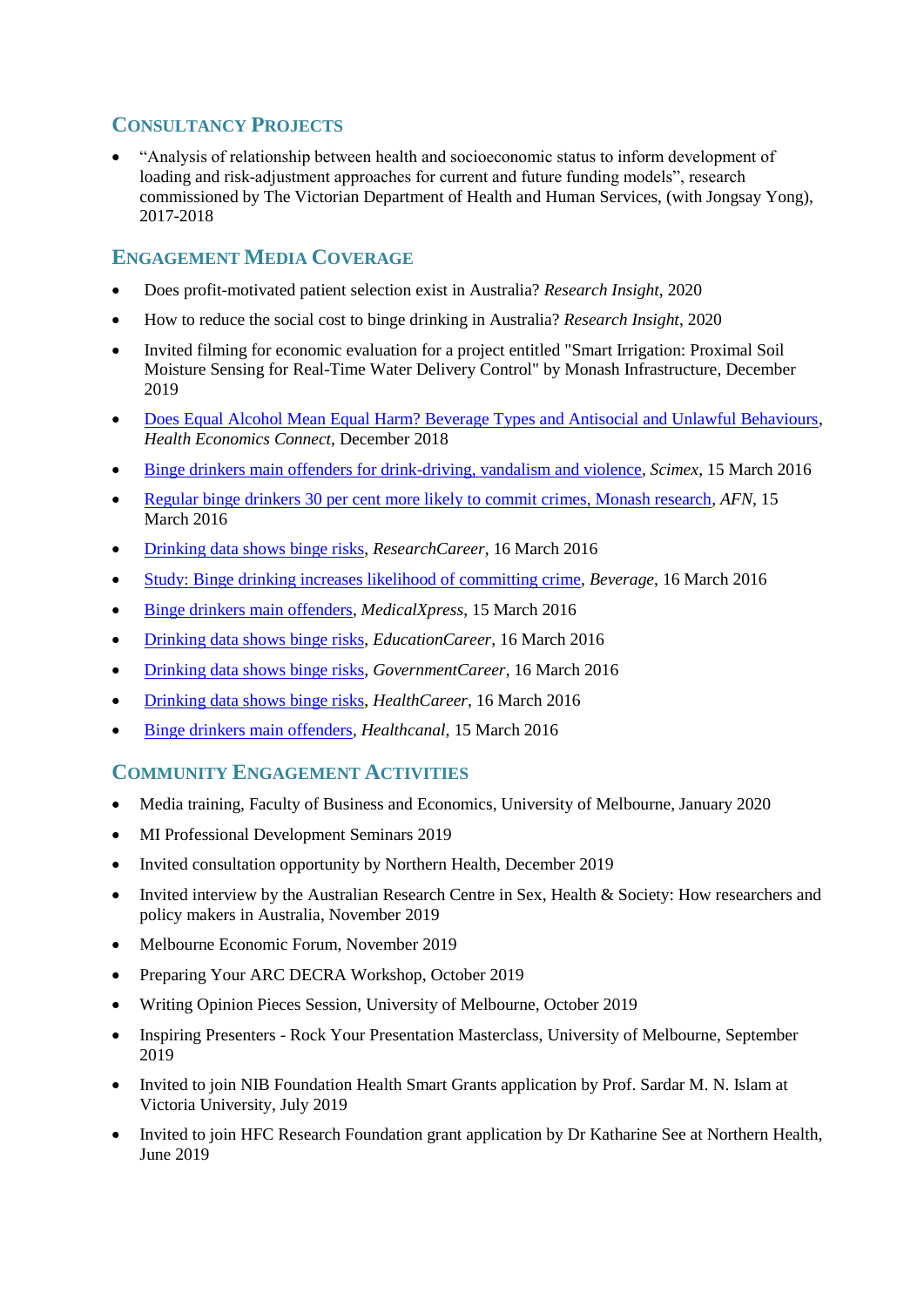## Consultancy Projects

- "Analysis of relationship between health and socioeconomic status to inform development of loading and risk-adjustment approaches for current and future funding models", research commissioned by The Victorian Department of Health and Human Services, (with Jongsay Yong), 2017-2018

## Engagement Media Coverage

- Does profit-motivated patient selection exist in Australia? *Research Insight*, 2020
- How to reduce the social cost to binge drinking in Australia? *Research Insight*, 2020
- Invited filming for economic evaluation for a project entitled "Smart Irrigation: Proximal Soil Moisture Sensing for Real-Time Water Delivery Control" by Monash Infrastructure, December 2019
- Does Equal Alcohol Mean Equal Harm? Beverage Types and Antisocial and Unlawful Behaviours, *Health Economics Connect*, December 2018
- Binge drinkers main offenders for drink-driving, vandalism and violence, *Scimex*, 15 March 2016
- Regular binge drinkers 30 per cent more likely to commit crimes, Monash research, *AFN*, 15 March 2016
- Drinking data shows binge risks, *ResearchCareer*, 16 March 2016
- Study: Binge drinking increases likelihood of committing crime, *Beverage*, 16 March 2016
- Binge drinkers main offenders, *MedicalXpress*, 15 March 2016
- Drinking data shows binge risks, *EducationCareer*, 16 March 2016
- Drinking data shows binge risks, *GovernmentCareer*, 16 March 2016
- Drinking data shows binge risks, *HealthCareer*, 16 March 2016
- Binge drinkers main offenders, *Healthcanal*, 15 March 2016

## Community Engagement Activities

- Media training, Faculty of Business and Economics, University of Melbourne, January 2020
- MI Professional Development Seminars 2019
- Invited consultation opportunity by Northern Health, December 2019
- Invited interview by the Australian Research Centre in Sex, Health & Society: How researchers and policy makers in Australia, November 2019
- Melbourne Economic Forum, November 2019
- Preparing Your ARC DECRA Workshop, October 2019
- Writing Opinion Pieces Session, University of Melbourne, October 2019
- Inspiring Presenters - Rock Your Presentation Masterclass, University of Melbourne, September 2019
- Invited to join NIB Foundation Health Smart Grants application by Prof. Sardar M. N. Islam at Victoria University, July 2019
- Invited to join HFC Research Foundation grant application by Dr Katharine See at Northern Health, June 2019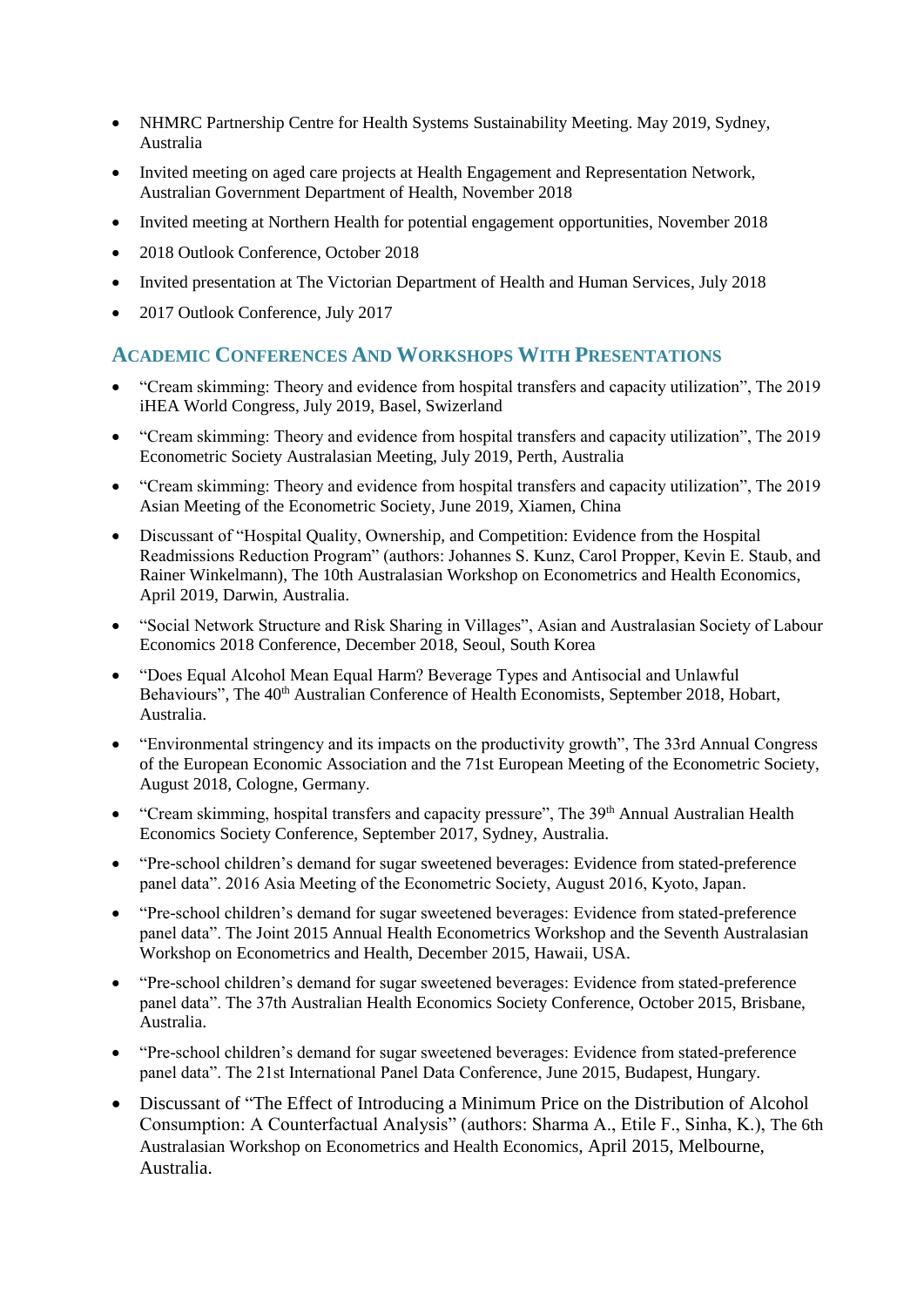- NHMRC Partnership Centre for Health Systems Sustainability Meeting. May 2019, Sydney, Australia
- Invited meeting on aged care projects at Health Engagement and Representation Network, Australian Government Department of Health, November 2018
- Invited meeting at Northern Health for potential engagement opportunities, November 2018
- 2018 Outlook Conference, October 2018
- Invited presentation at The Victorian Department of Health and Human Services, July 2018
- 2017 Outlook Conference, July 2017

## Academic Conferences And Workshops With Presentations

- "Cream skimming: Theory and evidence from hospital transfers and capacity utilization", The 2019 iHEA World Congress, July 2019, Basel, Swizerland
- "Cream skimming: Theory and evidence from hospital transfers and capacity utilization", The 2019 Econometric Society Australasian Meeting, July 2019, Perth, Australia
- "Cream skimming: Theory and evidence from hospital transfers and capacity utilization", The 2019 Asian Meeting of the Econometric Society, June 2019, Xiamen, China
- Discussant of "Hospital Quality, Ownership, and Competition: Evidence from the Hospital Readmissions Reduction Program" (authors: Johannes S. Kunz, Carol Propper, Kevin E. Staub, and Rainer Winkelmann), The 10th Australasian Workshop on Econometrics and Health Economics, April 2019, Darwin, Australia.
- "Social Network Structure and Risk Sharing in Villages", Asian and Australasian Society of Labour Economics 2018 Conference, December 2018, Seoul, South Korea
- "Does Equal Alcohol Mean Equal Harm? Beverage Types and Antisocial and Unlawful Behaviours", The 40th Australian Conference of Health Economists, September 2018, Hobart, Australia.
- "Environmental stringency and its impacts on the productivity growth", The 33rd Annual Congress of the European Economic Association and the 71st European Meeting of the Econometric Society, August 2018, Cologne, Germany.
- "Cream skimming, hospital transfers and capacity pressure", The 39th Annual Australian Health Economics Society Conference, September 2017, Sydney, Australia.
- "Pre-school children's demand for sugar sweetened beverages: Evidence from stated-preference panel data". 2016 Asia Meeting of the Econometric Society, August 2016, Kyoto, Japan.
- "Pre-school children's demand for sugar sweetened beverages: Evidence from stated-preference panel data". The Joint 2015 Annual Health Econometrics Workshop and the Seventh Australasian Workshop on Econometrics and Health, December 2015, Hawaii, USA.
- "Pre-school children's demand for sugar sweetened beverages: Evidence from stated-preference panel data". The 37th Australian Health Economics Society Conference, October 2015, Brisbane, Australia.
- "Pre-school children's demand for sugar sweetened beverages: Evidence from stated-preference panel data". The 21st International Panel Data Conference, June 2015, Budapest, Hungary.
- Discussant of "The Effect of Introducing a Minimum Price on the Distribution of Alcohol Consumption: A Counterfactual Analysis" (authors: Sharma A., Etile F., Sinha, K.), The 6th Australasian Workshop on Econometrics and Health Economics, April 2015, Melbourne, Australia.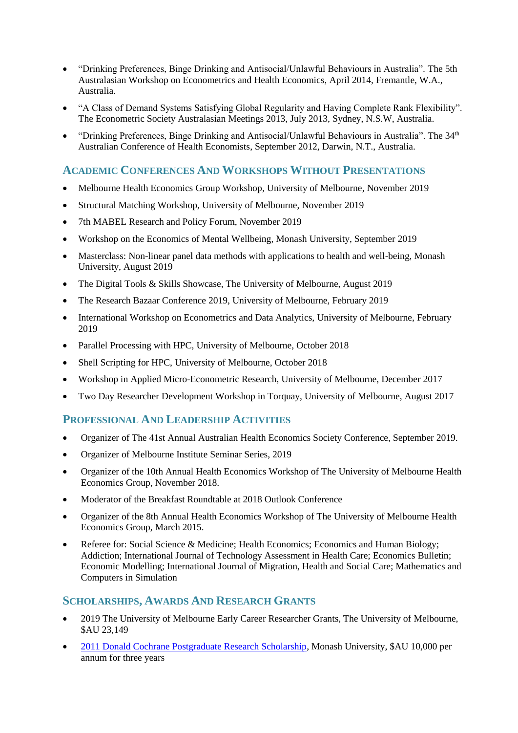- "Drinking Preferences, Binge Drinking and Antisocial/Unlawful Behaviours in Australia". The 5th Australasian Workshop on Econometrics and Health Economics, April 2014, Fremantle, W.A., Australia.
- "A Class of Demand Systems Satisfying Global Regularity and Having Complete Rank Flexibility". The Econometric Society Australasian Meetings 2013, July 2013, Sydney, N.S.W, Australia.
- "Drinking Preferences, Binge Drinking and Antisocial/Unlawful Behaviours in Australia". The 34th Australian Conference of Health Economists, September 2012, Darwin, N.T., Australia.

## Academic Conferences And Workshops Without Presentations

- Melbourne Health Economics Group Workshop, University of Melbourne, November 2019
- Structural Matching Workshop, University of Melbourne, November 2019
- 7th MABEL Research and Policy Forum, November 2019
- Workshop on the Economics of Mental Wellbeing, Monash University, September 2019
- Masterclass: Non-linear panel data methods with applications to health and well-being, Monash University, August 2019
- The Digital Tools & Skills Showcase, The University of Melbourne, August 2019
- The Research Bazaar Conference 2019, University of Melbourne, February 2019
- International Workshop on Econometrics and Data Analytics, University of Melbourne, February 2019
- Parallel Processing with HPC, University of Melbourne, October 2018
- Shell Scripting for HPC, University of Melbourne, October 2018
- Workshop in Applied Micro-Econometric Research, University of Melbourne, December 2017
- Two Day Researcher Development Workshop in Torquay, University of Melbourne, August 2017

## Professional And Leadership Activities

- Organizer of The 41st Annual Australian Health Economics Society Conference, September 2019.
- Organizer of Melbourne Institute Seminar Series, 2019
- Organizer of the 10th Annual Health Economics Workshop of The University of Melbourne Health Economics Group, November 2018.
- Moderator of the Breakfast Roundtable at 2018 Outlook Conference
- Organizer of the 8th Annual Health Economics Workshop of The University of Melbourne Health Economics Group, March 2015.
- Referee for: Social Science & Medicine; Health Economics; Economics and Human Biology; Addiction; International Journal of Technology Assessment in Health Care; Economics Bulletin; Economic Modelling; International Journal of Migration, Health and Social Care; Mathematics and Computers in Simulation

## Scholarships, Awards And Research Grants

- 2019 The University of Melbourne Early Career Researcher Grants, The University of Melbourne, $AU 23,149
- 2011 Donald Cochrane Postgraduate Research Scholarship, Monash University, $AU 10,000 per annum for three years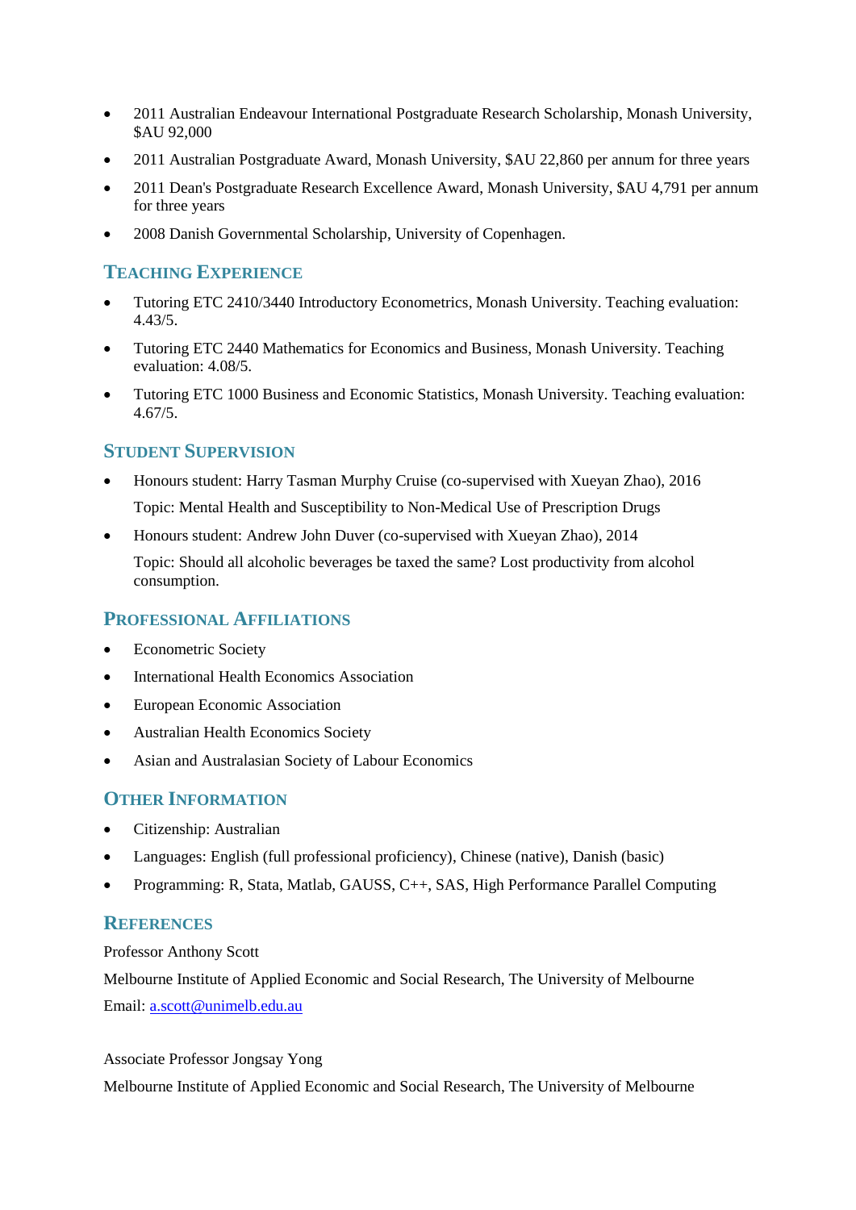- 2011 Australian Endeavour International Postgraduate Research Scholarship, Monash University, $AU 92,000
- 2011 Australian Postgraduate Award, Monash University, $AU 22,860 per annum for three years
- 2011 Dean's Postgraduate Research Excellence Award, Monash University, $AU 4,791 per annum for three years
- 2008 Danish Governmental Scholarship, University of Copenhagen.

## Teaching Experience

- Tutoring ETC 2410/3440 Introductory Econometrics, Monash University. Teaching evaluation: 4.43/5.
- Tutoring ETC 2440 Mathematics for Economics and Business, Monash University. Teaching evaluation: 4.08/5.
- Tutoring ETC 1000 Business and Economic Statistics, Monash University. Teaching evaluation: 4.67/5.

## Student Supervision

- Honours student: Harry Tasman Murphy Cruise (co-supervised with Xueyan Zhao), 2016

  Topic: Mental Health and Susceptibility to Non-Medical Use of Prescription Drugs
- Honours student: Andrew John Duver (co-supervised with Xueyan Zhao), 2014

  Topic: Should all alcoholic beverages be taxed the same? Lost productivity from alcohol consumption.

## Professional Affiliations

- Econometric Society
- International Health Economics Association
- European Economic Association
- Australian Health Economics Society
- Asian and Australasian Society of Labour Economics

## Other Information

- Citizenship: Australian
- Languages: English (full professional proficiency), Chinese (native), Danish (basic)
- Programming: R, Stata, Matlab, GAUSS, C++, SAS, High Performance Parallel Computing

## References

Professor Anthony Scott

Melbourne Institute of Applied Economic and Social Research, The University of Melbourne

Email: a.scott@unimelb.edu.au

Associate Professor Jongsay Yong

Melbourne Institute of Applied Economic and Social Research, The University of Melbourne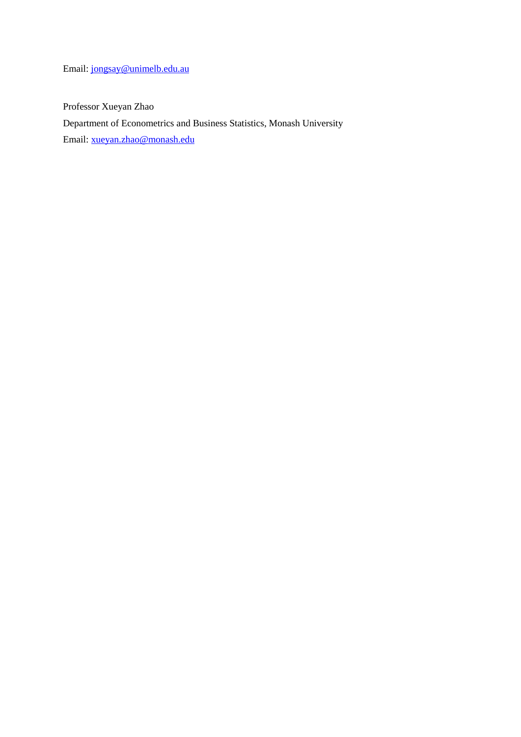Email: jongsay@unimelb.edu.au

Professor Xueyan Zhao

Department of Econometrics and Business Statistics, Monash University

Email: xueyan.zhao@monash.edu